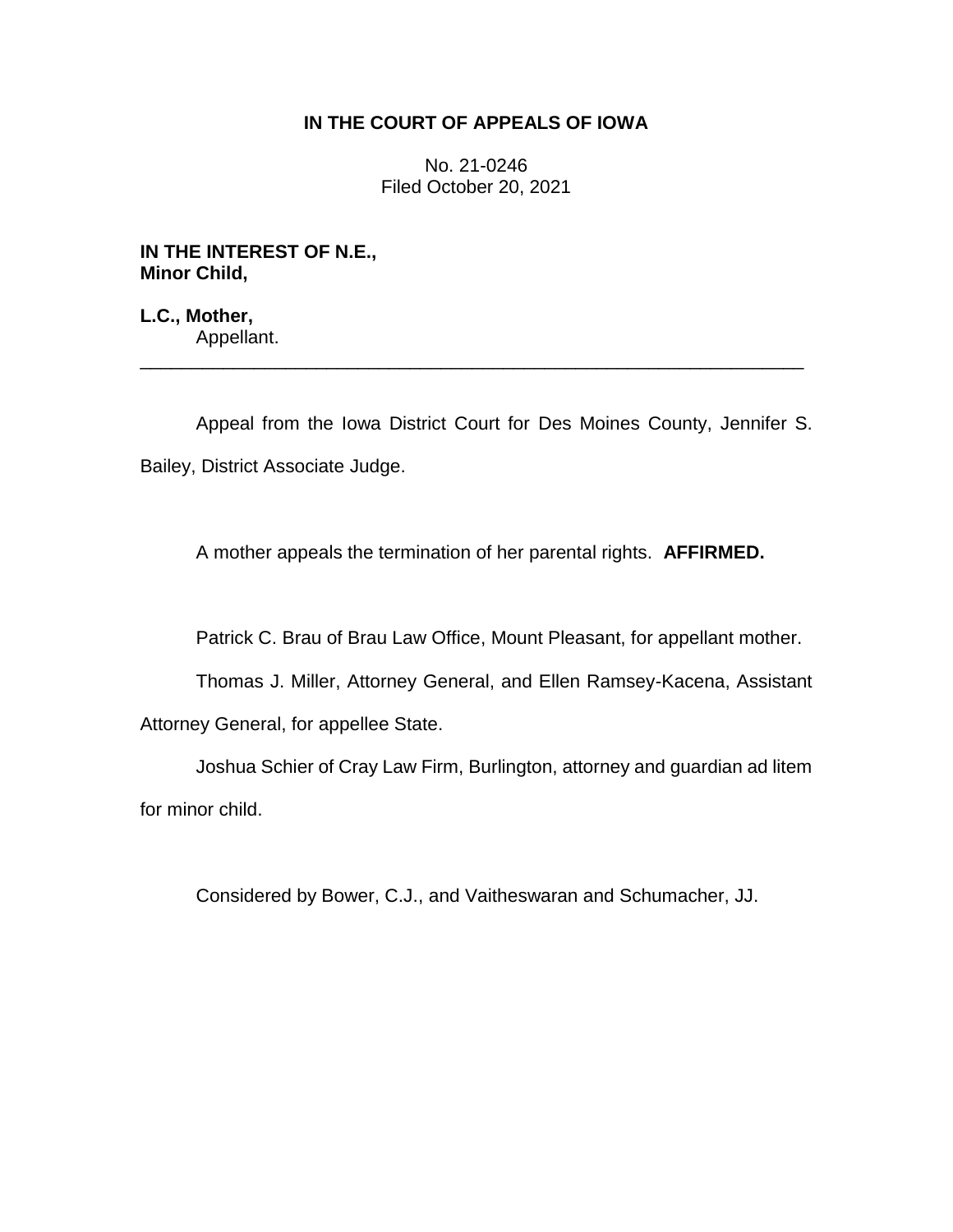**IN THE COURT OF APPEALS OF IOWA**

No. 21-0246
Filed October 20, 2021

**IN THE INTEREST OF N.E.,**
**Minor Child,**

**L.C., Mother,**
Appellant.

---

Appeal from the Iowa District Court for Des Moines County, Jennifer S. Bailey, District Associate Judge.

A mother appeals the termination of her parental rights. **AFFIRMED.**

Patrick C. Brau of Brau Law Office, Mount Pleasant, for appellant mother.

Thomas J. Miller, Attorney General, and Ellen Ramsey-Kacena, Assistant Attorney General, for appellee State.

Joshua Schier of Cray Law Firm, Burlington, attorney and guardian ad litem for minor child.

Considered by Bower, C.J., and Vaitheswaran and Schumacher, JJ.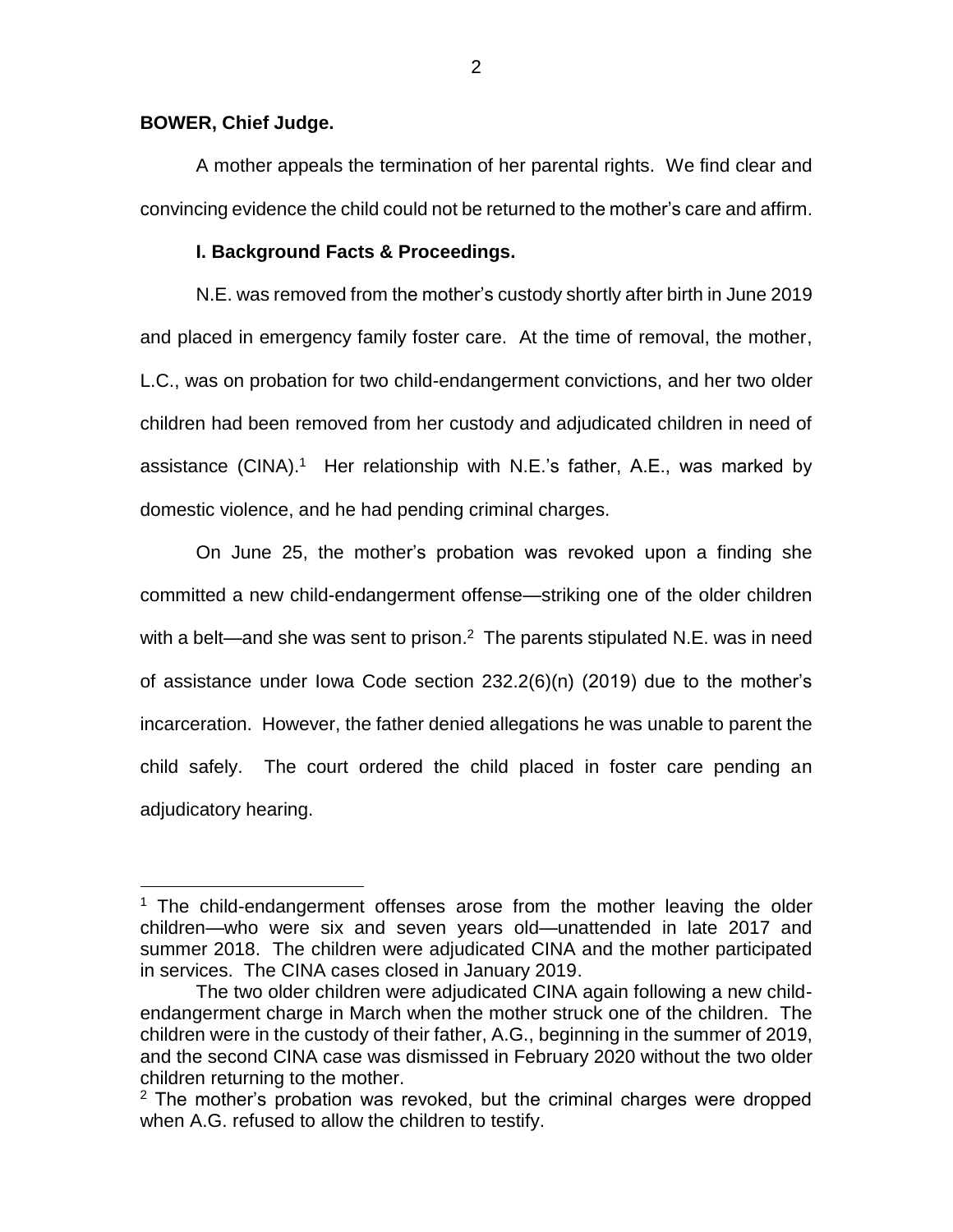**BOWER, Chief Judge.**

A mother appeals the termination of her parental rights. We find clear and convincing evidence the child could not be returned to the mother's care and affirm.

**I. Background Facts & Proceedings.**

N.E. was removed from the mother's custody shortly after birth in June 2019 and placed in emergency family foster care. At the time of removal, the mother, L.C., was on probation for two child-endangerment convictions, and her two older children had been removed from her custody and adjudicated children in need of assistance (CINA).[1] Her relationship with N.E.'s father, A.E., was marked by domestic violence, and he had pending criminal charges.

On June 25, the mother's probation was revoked upon a finding she committed a new child-endangerment offense—striking one of the older children with a belt—and she was sent to prison.[2] The parents stipulated N.E. was in need of assistance under Iowa Code section 232.2(6)(n) (2019) due to the mother's incarceration. However, the father denied allegations he was unable to parent the child safely. The court ordered the child placed in foster care pending an adjudicatory hearing.

---

[1] The child-endangerment offenses arose from the mother leaving the older children—who were six and seven years old—unattended in late 2017 and summer 2018. The children were adjudicated CINA and the mother participated in services. The CINA cases closed in January 2019.

The two older children were adjudicated CINA again following a new child-endangerment charge in March when the mother struck one of the children. The children were in the custody of their father, A.G., beginning in the summer of 2019, and the second CINA case was dismissed in February 2020 without the two older children returning to the mother.

[2] The mother's probation was revoked, but the criminal charges were dropped when A.G. refused to allow the children to testify.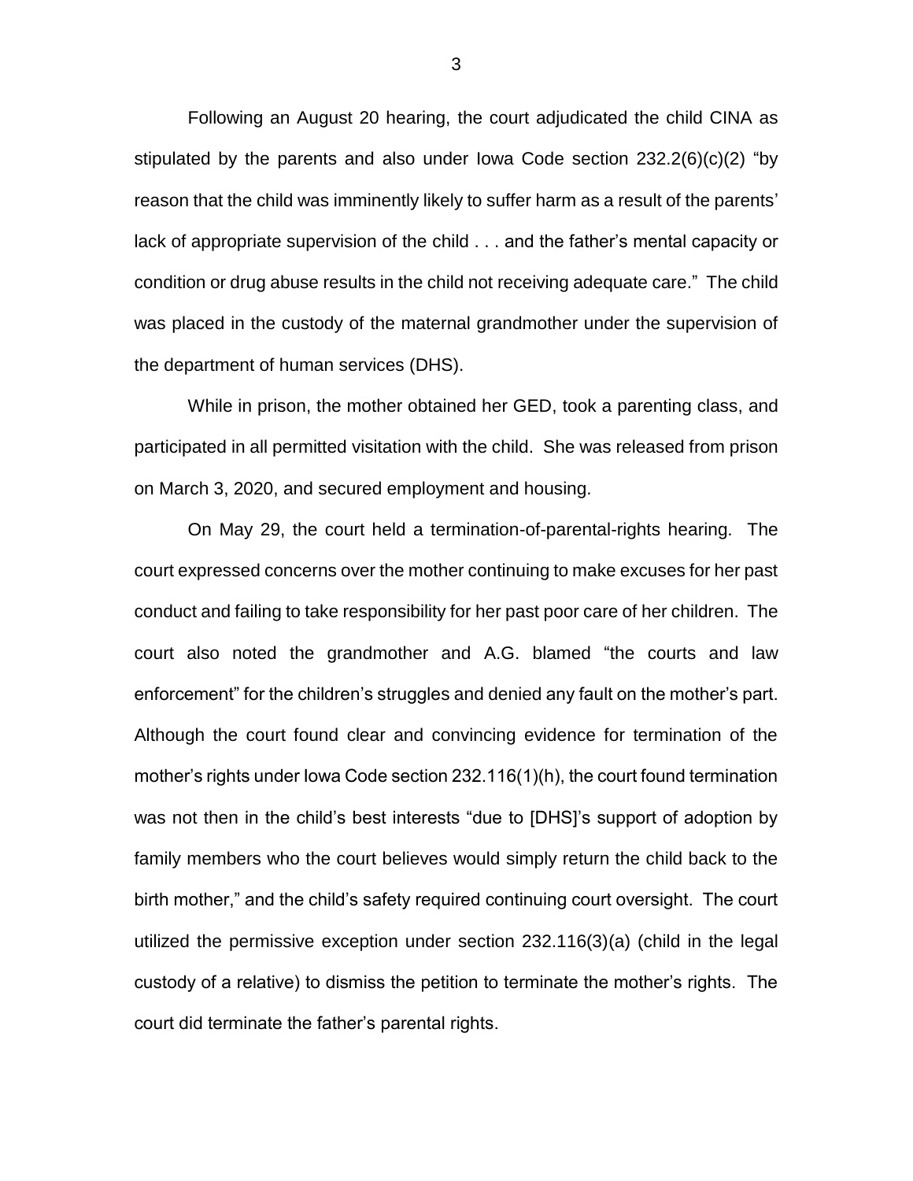Following an August 20 hearing, the court adjudicated the child CINA as stipulated by the parents and also under Iowa Code section 232.2(6)(c)(2) "by reason that the child was imminently likely to suffer harm as a result of the parents' lack of appropriate supervision of the child . . . and the father's mental capacity or condition or drug abuse results in the child not receiving adequate care." The child was placed in the custody of the maternal grandmother under the supervision of the department of human services (DHS).

While in prison, the mother obtained her GED, took a parenting class, and participated in all permitted visitation with the child. She was released from prison on March 3, 2020, and secured employment and housing.

On May 29, the court held a termination-of-parental-rights hearing. The court expressed concerns over the mother continuing to make excuses for her past conduct and failing to take responsibility for her past poor care of her children. The court also noted the grandmother and A.G. blamed "the courts and law enforcement" for the children's struggles and denied any fault on the mother's part. Although the court found clear and convincing evidence for termination of the mother's rights under Iowa Code section 232.116(1)(h), the court found termination was not then in the child's best interests "due to [DHS]'s support of adoption by family members who the court believes would simply return the child back to the birth mother," and the child's safety required continuing court oversight. The court utilized the permissive exception under section 232.116(3)(a) (child in the legal custody of a relative) to dismiss the petition to terminate the mother's rights. The court did terminate the father's parental rights.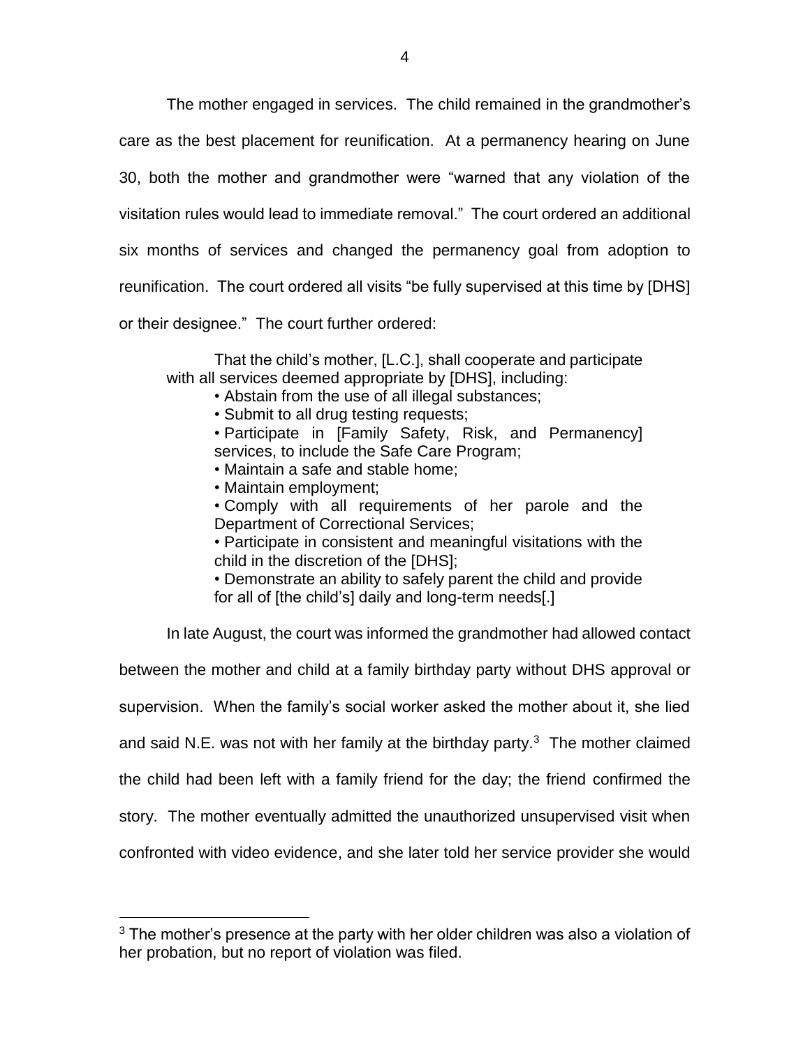The mother engaged in services. The child remained in the grandmother's care as the best placement for reunification. At a permanency hearing on June 30, both the mother and grandmother were "warned that any violation of the visitation rules would lead to immediate removal." The court ordered an additional six months of services and changed the permanency goal from adoption to reunification. The court ordered all visits "be fully supervised at this time by [DHS] or their designee." The court further ordered:

> That the child's mother, [L.C.], shall cooperate and participate with all services deemed appropriate by [DHS], including:
>
> • Abstain from the use of all illegal substances;
>
> • Submit to all drug testing requests;
>
> • Participate in [Family Safety, Risk, and Permanency] services, to include the Safe Care Program;
>
> • Maintain a safe and stable home;
>
> • Maintain employment;
>
> • Comply with all requirements of her parole and the Department of Correctional Services;
>
> • Participate in consistent and meaningful visitations with the child in the discretion of the [DHS];
>
> • Demonstrate an ability to safely parent the child and provide for all of [the child's] daily and long-term needs[.]

In late August, the court was informed the grandmother had allowed contact between the mother and child at a family birthday party without DHS approval or supervision. When the family's social worker asked the mother about it, she lied and said N.E. was not with her family at the birthday party.[3] The mother claimed the child had been left with a family friend for the day; the friend confirmed the story. The mother eventually admitted the unauthorized unsupervised visit when confronted with video evidence, and she later told her service provider she would

[3] The mother's presence at the party with her older children was also a violation of her probation, but no report of violation was filed.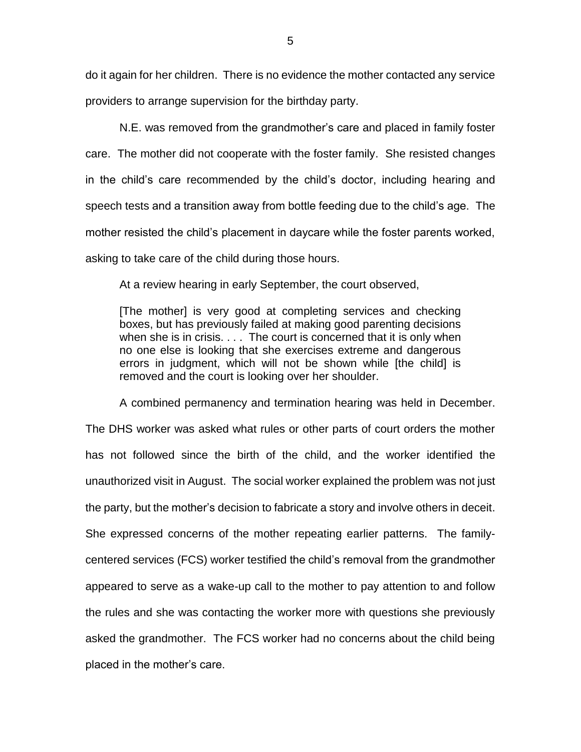do it again for her children. There is no evidence the mother contacted any service providers to arrange supervision for the birthday party.

N.E. was removed from the grandmother's care and placed in family foster care. The mother did not cooperate with the foster family. She resisted changes in the child's care recommended by the child's doctor, including hearing and speech tests and a transition away from bottle feeding due to the child's age. The mother resisted the child's placement in daycare while the foster parents worked, asking to take care of the child during those hours.

At a review hearing in early September, the court observed,

> [The mother] is very good at completing services and checking boxes, but has previously failed at making good parenting decisions when she is in crisis. . . . The court is concerned that it is only when no one else is looking that she exercises extreme and dangerous errors in judgment, which will not be shown while [the child] is removed and the court is looking over her shoulder.

A combined permanency and termination hearing was held in December. The DHS worker was asked what rules or other parts of court orders the mother has not followed since the birth of the child, and the worker identified the unauthorized visit in August. The social worker explained the problem was not just the party, but the mother's decision to fabricate a story and involve others in deceit. She expressed concerns of the mother repeating earlier patterns. The family-centered services (FCS) worker testified the child's removal from the grandmother appeared to serve as a wake-up call to the mother to pay attention to and follow the rules and she was contacting the worker more with questions she previously asked the grandmother. The FCS worker had no concerns about the child being placed in the mother's care.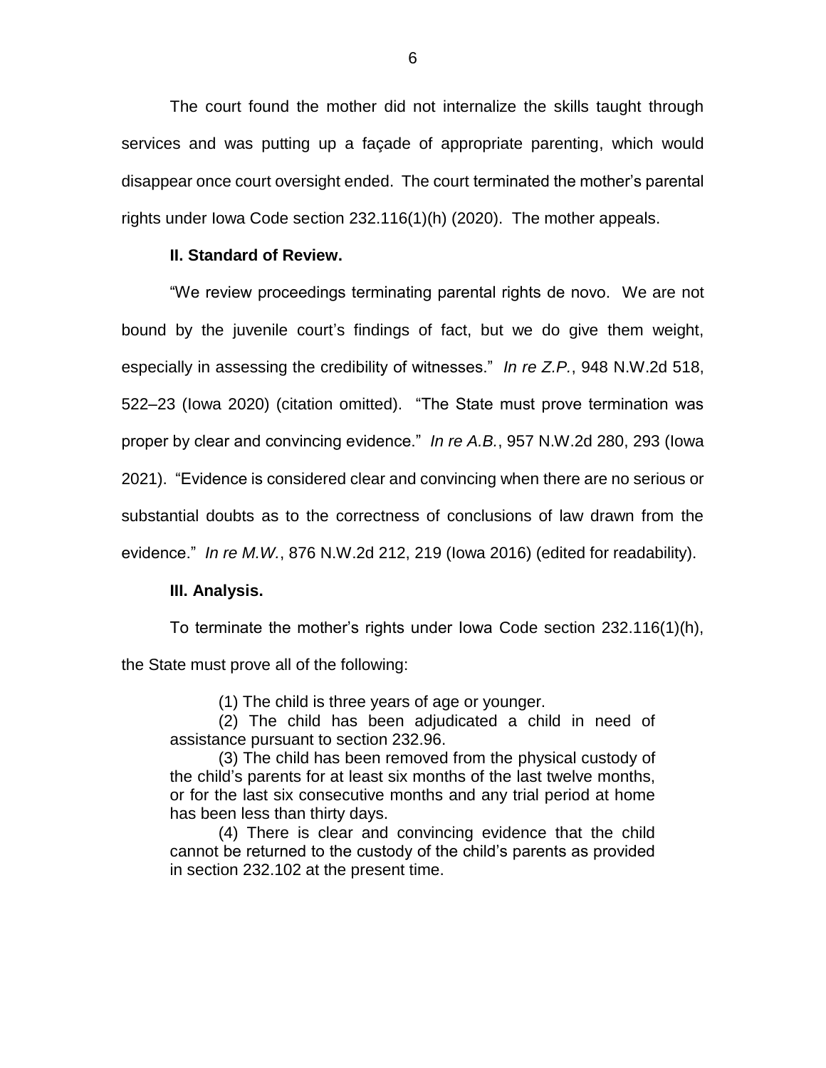The court found the mother did not internalize the skills taught through services and was putting up a façade of appropriate parenting, which would disappear once court oversight ended. The court terminated the mother's parental rights under Iowa Code section 232.116(1)(h) (2020). The mother appeals.

**II. Standard of Review.**

"We review proceedings terminating parental rights de novo. We are not bound by the juvenile court's findings of fact, but we do give them weight, especially in assessing the credibility of witnesses." *In re Z.P.*, 948 N.W.2d 518, 522–23 (Iowa 2020) (citation omitted). "The State must prove termination was proper by clear and convincing evidence." *In re A.B.*, 957 N.W.2d 280, 293 (Iowa 2021). "Evidence is considered clear and convincing when there are no serious or substantial doubts as to the correctness of conclusions of law drawn from the evidence." *In re M.W.*, 876 N.W.2d 212, 219 (Iowa 2016) (edited for readability).

**III. Analysis.**

To terminate the mother's rights under Iowa Code section 232.116(1)(h), the State must prove all of the following:

> (1) The child is three years of age or younger.
>
> (2) The child has been adjudicated a child in need of assistance pursuant to section 232.96.
>
> (3) The child has been removed from the physical custody of the child's parents for at least six months of the last twelve months, or for the last six consecutive months and any trial period at home has been less than thirty days.
>
> (4) There is clear and convincing evidence that the child cannot be returned to the custody of the child's parents as provided in section 232.102 at the present time.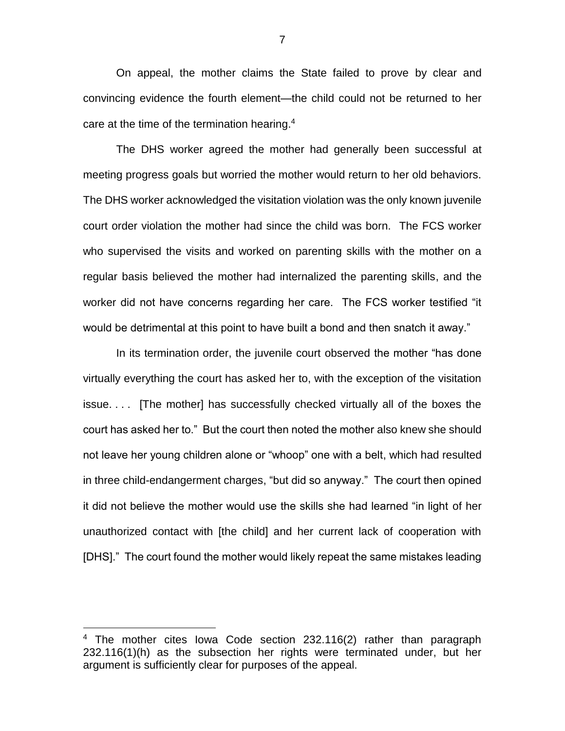On appeal, the mother claims the State failed to prove by clear and convincing evidence the fourth element—the child could not be returned to her care at the time of the termination hearing.[4]

The DHS worker agreed the mother had generally been successful at meeting progress goals but worried the mother would return to her old behaviors. The DHS worker acknowledged the visitation violation was the only known juvenile court order violation the mother had since the child was born. The FCS worker who supervised the visits and worked on parenting skills with the mother on a regular basis believed the mother had internalized the parenting skills, and the worker did not have concerns regarding her care. The FCS worker testified "it would be detrimental at this point to have built a bond and then snatch it away."

In its termination order, the juvenile court observed the mother "has done virtually everything the court has asked her to, with the exception of the visitation issue. . . . [The mother] has successfully checked virtually all of the boxes the court has asked her to." But the court then noted the mother also knew she should not leave her young children alone or "whoop" one with a belt, which had resulted in three child-endangerment charges, "but did so anyway." The court then opined it did not believe the mother would use the skills she had learned "in light of her unauthorized contact with [the child] and her current lack of cooperation with [DHS]." The court found the mother would likely repeat the same mistakes leading

[4] The mother cites Iowa Code section 232.116(2) rather than paragraph 232.116(1)(h) as the subsection her rights were terminated under, but her argument is sufficiently clear for purposes of the appeal.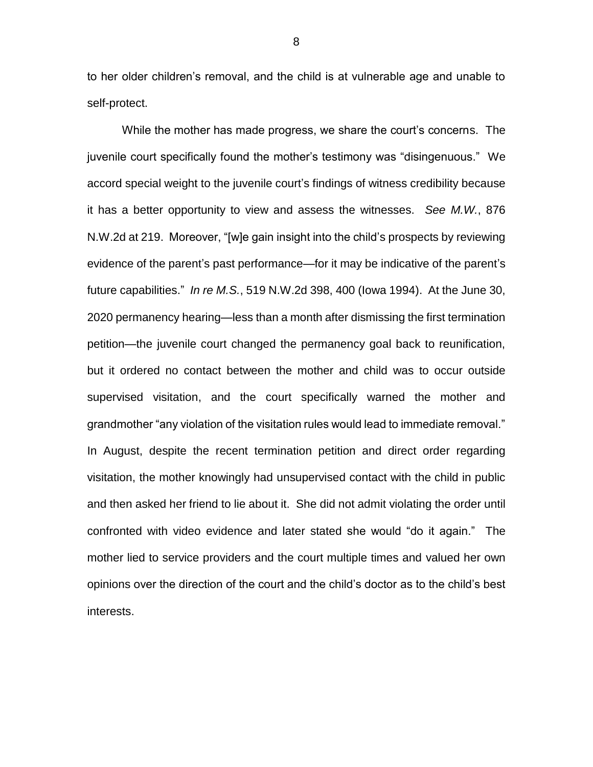to her older children's removal, and the child is at vulnerable age and unable to self-protect.

While the mother has made progress, we share the court's concerns. The juvenile court specifically found the mother's testimony was "disingenuous." We accord special weight to the juvenile court's findings of witness credibility because it has a better opportunity to view and assess the witnesses. *See M.W.*, 876 N.W.2d at 219. Moreover, "[w]e gain insight into the child's prospects by reviewing evidence of the parent's past performance—for it may be indicative of the parent's future capabilities." *In re M.S.*, 519 N.W.2d 398, 400 (Iowa 1994). At the June 30, 2020 permanency hearing—less than a month after dismissing the first termination petition—the juvenile court changed the permanency goal back to reunification, but it ordered no contact between the mother and child was to occur outside supervised visitation, and the court specifically warned the mother and grandmother "any violation of the visitation rules would lead to immediate removal." In August, despite the recent termination petition and direct order regarding visitation, the mother knowingly had unsupervised contact with the child in public and then asked her friend to lie about it. She did not admit violating the order until confronted with video evidence and later stated she would "do it again." The mother lied to service providers and the court multiple times and valued her own opinions over the direction of the court and the child's doctor as to the child's best interests.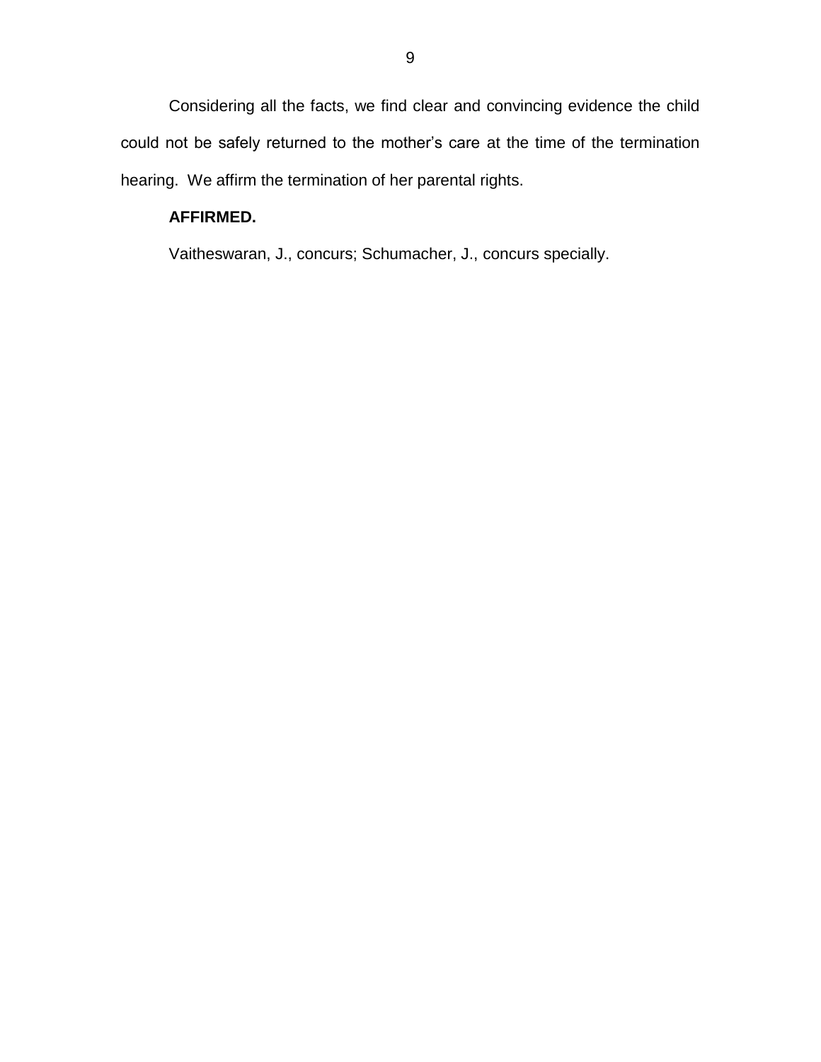Considering all the facts, we find clear and convincing evidence the child could not be safely returned to the mother's care at the time of the termination hearing. We affirm the termination of her parental rights.

**AFFIRMED.**

Vaitheswaran, J., concurs; Schumacher, J., concurs specially.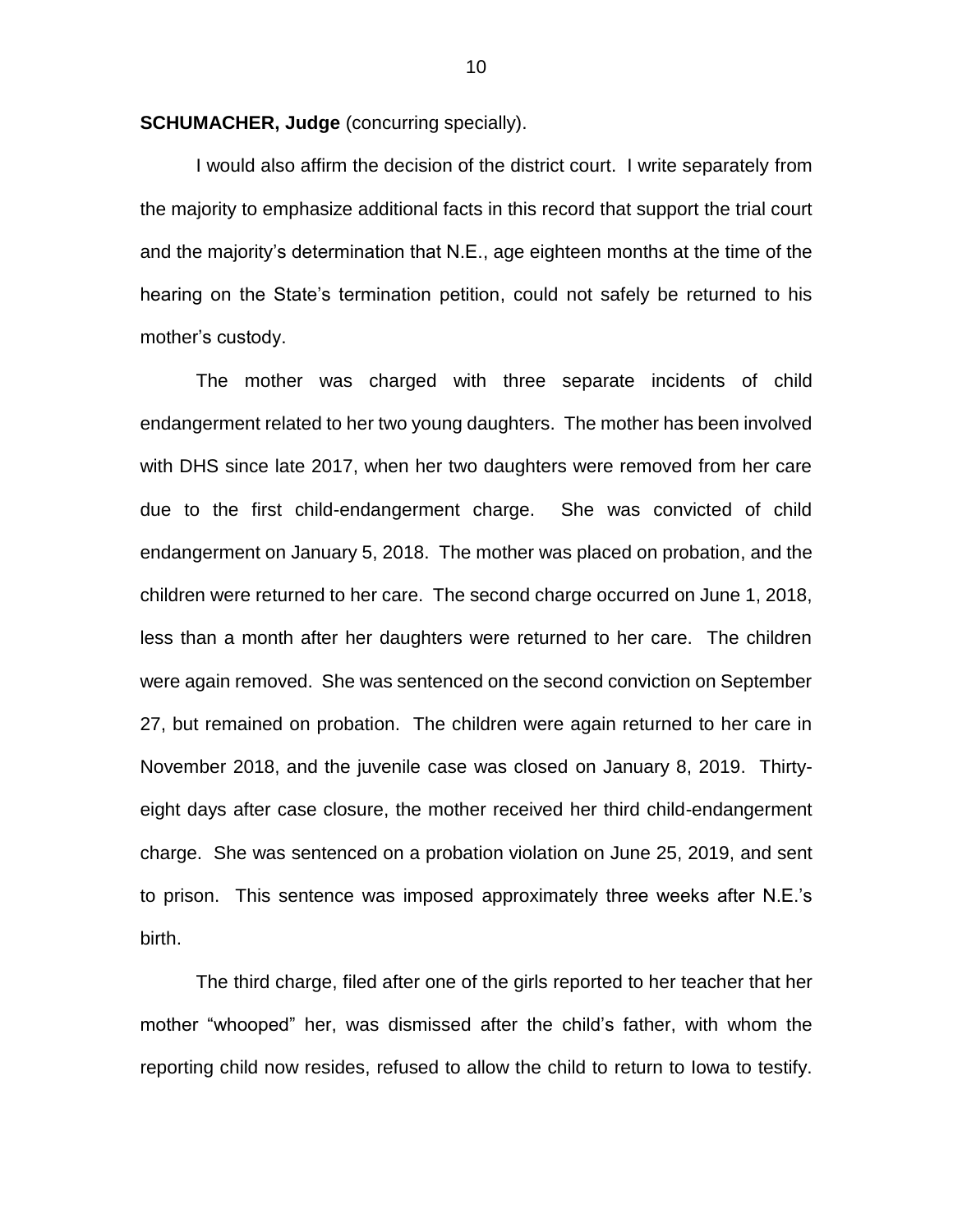**SCHUMACHER, Judge** (concurring specially).

I would also affirm the decision of the district court. I write separately from the majority to emphasize additional facts in this record that support the trial court and the majority's determination that N.E., age eighteen months at the time of the hearing on the State's termination petition, could not safely be returned to his mother's custody.

The mother was charged with three separate incidents of child endangerment related to her two young daughters. The mother has been involved with DHS since late 2017, when her two daughters were removed from her care due to the first child-endangerment charge. She was convicted of child endangerment on January 5, 2018. The mother was placed on probation, and the children were returned to her care. The second charge occurred on June 1, 2018, less than a month after her daughters were returned to her care. The children were again removed. She was sentenced on the second conviction on September 27, but remained on probation. The children were again returned to her care in November 2018, and the juvenile case was closed on January 8, 2019. Thirty-eight days after case closure, the mother received her third child-endangerment charge. She was sentenced on a probation violation on June 25, 2019, and sent to prison. This sentence was imposed approximately three weeks after N.E.'s birth.

The third charge, filed after one of the girls reported to her teacher that her mother "whooped" her, was dismissed after the child's father, with whom the reporting child now resides, refused to allow the child to return to Iowa to testify.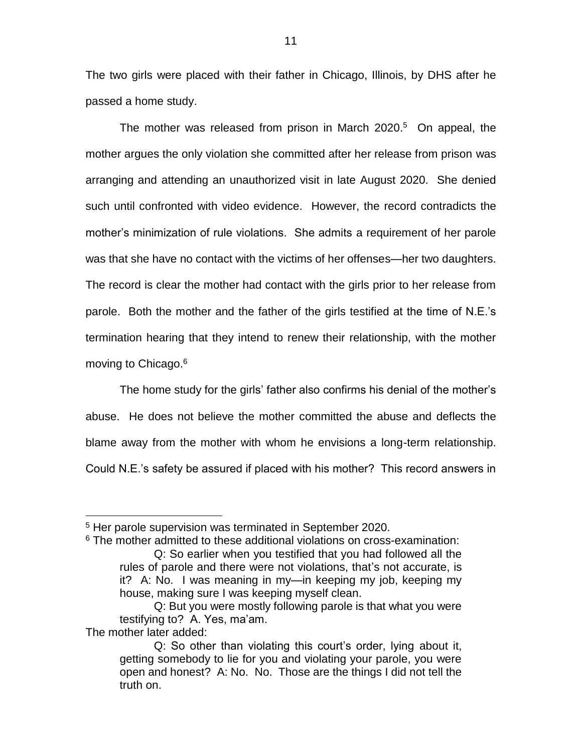The two girls were placed with their father in Chicago, Illinois, by DHS after he passed a home study.

The mother was released from prison in March 2020.[5] On appeal, the mother argues the only violation she committed after her release from prison was arranging and attending an unauthorized visit in late August 2020. She denied such until confronted with video evidence. However, the record contradicts the mother's minimization of rule violations. She admits a requirement of her parole was that she have no contact with the victims of her offenses—her two daughters. The record is clear the mother had contact with the girls prior to her release from parole. Both the mother and the father of the girls testified at the time of N.E.'s termination hearing that they intend to renew their relationship, with the mother moving to Chicago.[6]

The home study for the girls' father also confirms his denial of the mother's abuse. He does not believe the mother committed the abuse and deflects the blame away from the mother with whom he envisions a long-term relationship. Could N.E.'s safety be assured if placed with his mother? This record answers in

---

[5] Her parole supervision was terminated in September 2020.

[6] The mother admitted to these additional violations on cross-examination:

> Q: So earlier when you testified that you had followed all the rules of parole and there were not violations, that's not accurate, is it? A: No. I was meaning in my—in keeping my job, keeping my house, making sure I was keeping myself clean.
>
> Q: But you were mostly following parole is that what you were testifying to? A. Yes, ma'am.

The mother later added:

> Q: So other than violating this court's order, lying about it, getting somebody to lie for you and violating your parole, you were open and honest? A: No. No. Those are the things I did not tell the truth on.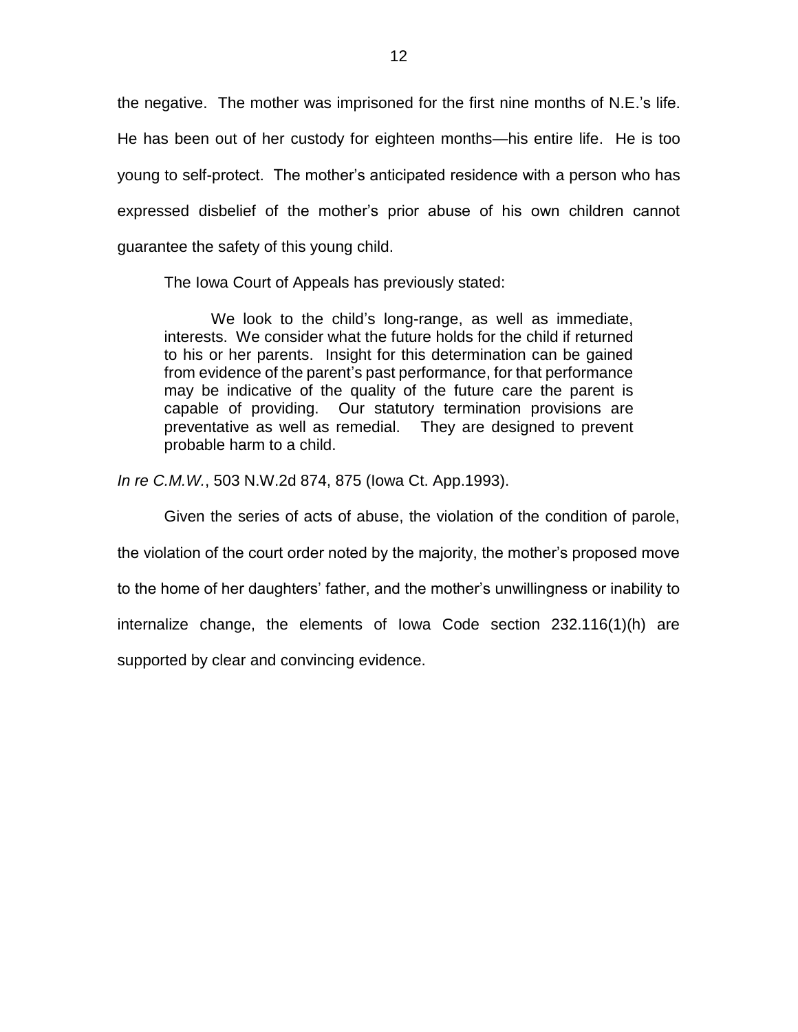the negative. The mother was imprisoned for the first nine months of N.E.'s life. He has been out of her custody for eighteen months—his entire life. He is too young to self-protect. The mother's anticipated residence with a person who has expressed disbelief of the mother's prior abuse of his own children cannot guarantee the safety of this young child.

The Iowa Court of Appeals has previously stated:

> We look to the child's long-range, as well as immediate, interests. We consider what the future holds for the child if returned to his or her parents. Insight for this determination can be gained from evidence of the parent's past performance, for that performance may be indicative of the quality of the future care the parent is capable of providing. Our statutory termination provisions are preventative as well as remedial. They are designed to prevent probable harm to a child.

*In re C.M.W.*, 503 N.W.2d 874, 875 (Iowa Ct. App.1993).

Given the series of acts of abuse, the violation of the condition of parole, the violation of the court order noted by the majority, the mother's proposed move to the home of her daughters' father, and the mother's unwillingness or inability to internalize change, the elements of Iowa Code section 232.116(1)(h) are supported by clear and convincing evidence.